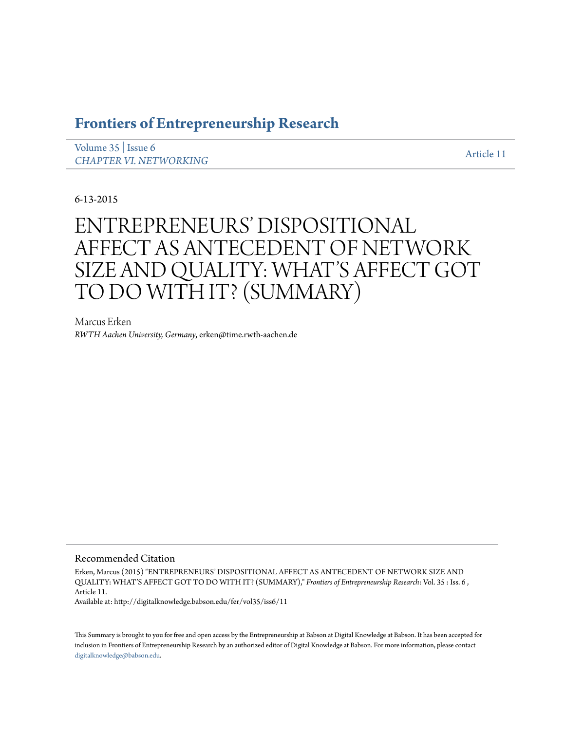# Frontiers of Entrepreneurship Research

Volume 35 | Issue 6
*CHAPTER VI. NETWORKING*

Article 11

6-13-2015

# ENTREPRENEURS' DISPOSITIONAL AFFECT AS ANTECEDENT OF NETWORK SIZE AND QUALITY: WHAT'S AFFECT GOT TO DO WITH IT? (SUMMARY)

Marcus Erken
*RWTH Aachen University, Germany*, erken@time.rwth-aachen.de

## Recommended Citation

Erken, Marcus (2015) "ENTREPRENEURS' DISPOSITIONAL AFFECT AS ANTECEDENT OF NETWORK SIZE AND QUALITY: WHAT'S AFFECT GOT TO DO WITH IT? (SUMMARY)," *Frontiers of Entrepreneurship Research*: Vol. 35 : Iss. 6 , Article 11.
Available at: http://digitalknowledge.babson.edu/fer/vol35/iss6/11

This Summary is brought to you for free and open access by the Entrepreneurship at Babson at Digital Knowledge at Babson. It has been accepted for inclusion in Frontiers of Entrepreneurship Research by an authorized editor of Digital Knowledge at Babson. For more information, please contact digitalknowledge@babson.edu.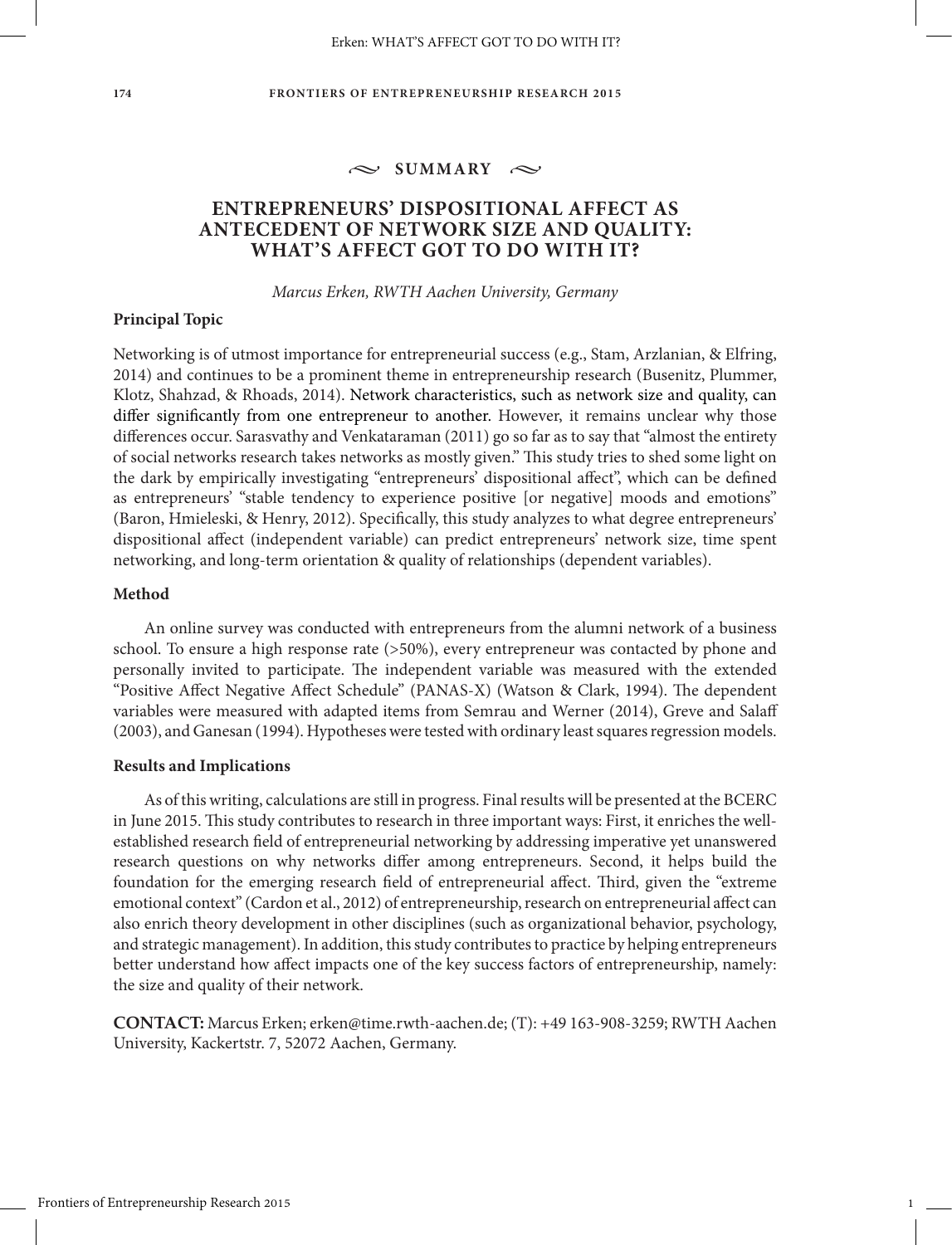## SUMMARY

# ENTREPRENEURS' DISPOSITIONAL AFFECT AS ANTECEDENT OF NETWORK SIZE AND QUALITY: WHAT'S AFFECT GOT TO DO WITH IT?

*Marcus Erken, RWTH Aachen University, Germany*

### Principal Topic

Networking is of utmost importance for entrepreneurial success (e.g., Stam, Arzlanian, & Elfring, 2014) and continues to be a prominent theme in entrepreneurship research (Busenitz, Plummer, Klotz, Shahzad, & Rhoads, 2014). Network characteristics, such as network size and quality, can differ significantly from one entrepreneur to another. However, it remains unclear why those differences occur. Sarasvathy and Venkataraman (2011) go so far as to say that "almost the entirety of social networks research takes networks as mostly given." This study tries to shed some light on the dark by empirically investigating "entrepreneurs' dispositional affect", which can be defined as entrepreneurs' "stable tendency to experience positive [or negative] moods and emotions" (Baron, Hmieleski, & Henry, 2012). Specifically, this study analyzes to what degree entrepreneurs' dispositional affect (independent variable) can predict entrepreneurs' network size, time spent networking, and long-term orientation & quality of relationships (dependent variables).

### Method

An online survey was conducted with entrepreneurs from the alumni network of a business school. To ensure a high response rate (>50%), every entrepreneur was contacted by phone and personally invited to participate. The independent variable was measured with the extended "Positive Affect Negative Affect Schedule" (PANAS-X) (Watson & Clark, 1994). The dependent variables were measured with adapted items from Semrau and Werner (2014), Greve and Salaff (2003), and Ganesan (1994). Hypotheses were tested with ordinary least squares regression models.

### Results and Implications

As of this writing, calculations are still in progress. Final results will be presented at the BCERC in June 2015. This study contributes to research in three important ways: First, it enriches the well-established research field of entrepreneurial networking by addressing imperative yet unanswered research questions on why networks differ among entrepreneurs. Second, it helps build the foundation for the emerging research field of entrepreneurial affect. Third, given the "extreme emotional context" (Cardon et al., 2012) of entrepreneurship, research on entrepreneurial affect can also enrich theory development in other disciplines (such as organizational behavior, psychology, and strategic management). In addition, this study contributes to practice by helping entrepreneurs better understand how affect impacts one of the key success factors of entrepreneurship, namely: the size and quality of their network.

**CONTACT:** Marcus Erken; erken@time.rwth-aachen.de; (T): +49 163-908-3259; RWTH Aachen University, Kackertstr. 7, 52072 Aachen, Germany.